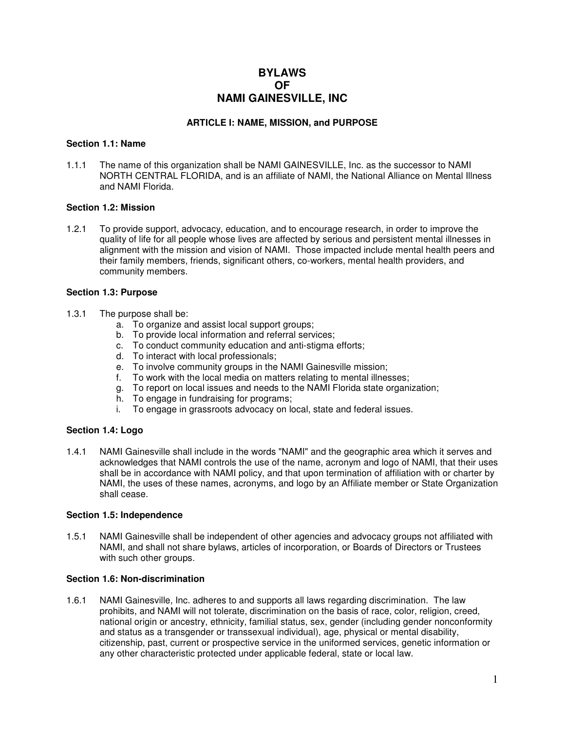# BYLAWS OF NAMI GAINESVILLE, INC

## ARTICLE I: NAME, MISSION, and PURPOSE

### Section 1.1: Name

1.1.1 The name of this organization shall be NAMI GAINESVILLE, Inc. as the successor to NAMI NORTH CENTRAL FLORIDA, and is an affiliate of NAMI, the National Alliance on Mental Illness and NAMI Florida.

### Section 1.2: Mission

1.2.1 To provide support, advocacy, education, and to encourage research, in order to improve the quality of life for all people whose lives are affected by serious and persistent mental illnesses in alignment with the mission and vision of NAMI. Those impacted include mental health peers and their family members, friends, significant others, co-workers, mental health providers, and community members.

### Section 1.3: Purpose

1.3.1 The purpose shall be:

a. To organize and assist local support groups;
b. To provide local information and referral services;
c. To conduct community education and anti-stigma efforts;
d. To interact with local professionals;
e. To involve community groups in the NAMI Gainesville mission;
f. To work with the local media on matters relating to mental illnesses;
g. To report on local issues and needs to the NAMI Florida state organization;
h. To engage in fundraising for programs;
i. To engage in grassroots advocacy on local, state and federal issues.

### Section 1.4: Logo

1.4.1 NAMI Gainesville shall include in the words "NAMI" and the geographic area which it serves and acknowledges that NAMI controls the use of the name, acronym and logo of NAMI, that their uses shall be in accordance with NAMI policy, and that upon termination of affiliation with or charter by NAMI, the uses of these names, acronyms, and logo by an Affiliate member or State Organization shall cease.

### Section 1.5: Independence

1.5.1 NAMI Gainesville shall be independent of other agencies and advocacy groups not affiliated with NAMI, and shall not share bylaws, articles of incorporation, or Boards of Directors or Trustees with such other groups.

### Section 1.6: Non-discrimination

1.6.1 NAMI Gainesville, Inc. adheres to and supports all laws regarding discrimination. The law prohibits, and NAMI will not tolerate, discrimination on the basis of race, color, religion, creed, national origin or ancestry, ethnicity, familial status, sex, gender (including gender nonconformity and status as a transgender or transsexual individual), age, physical or mental disability, citizenship, past, current or prospective service in the uniformed services, genetic information or any other characteristic protected under applicable federal, state or local law.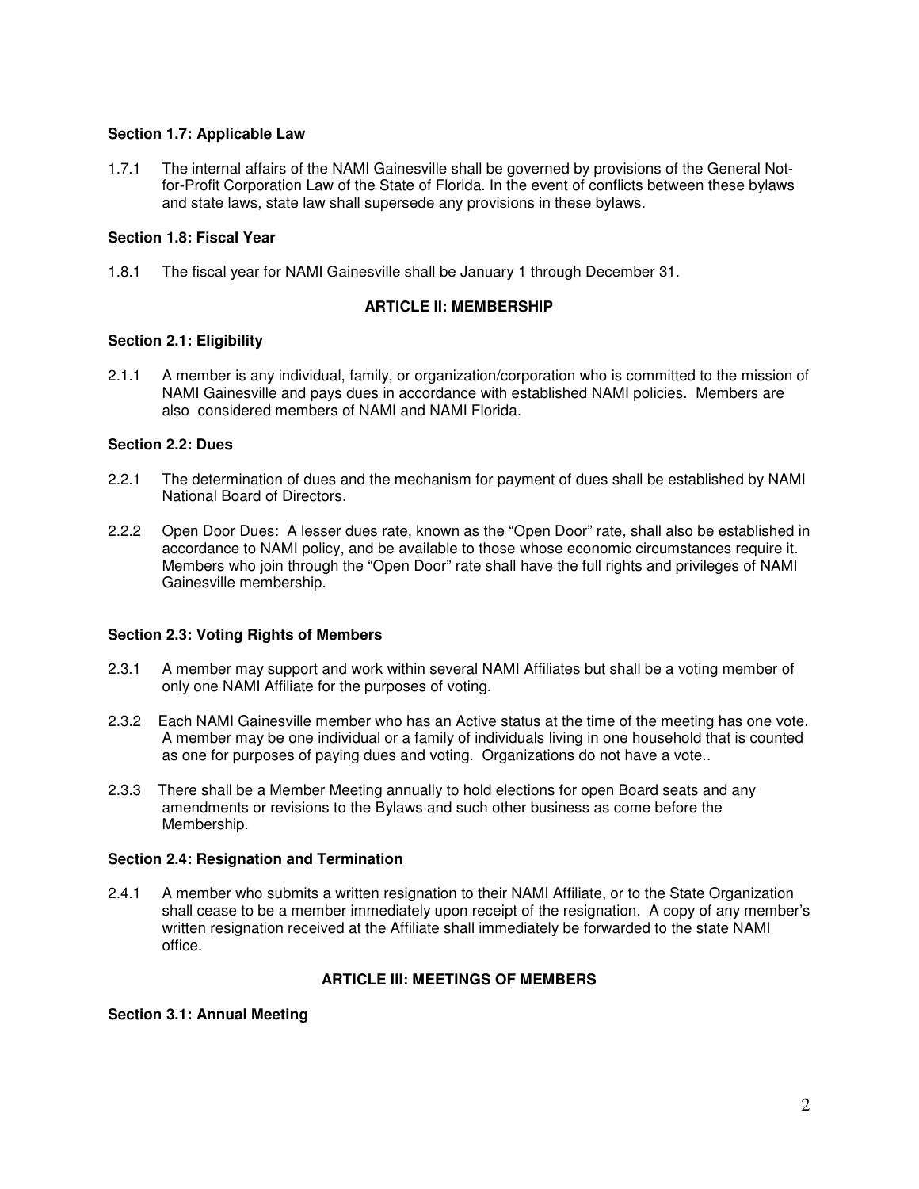**Section 1.7: Applicable Law**

1.7.1 The internal affairs of the NAMI Gainesville shall be governed by provisions of the General Not-for-Profit Corporation Law of the State of Florida. In the event of conflicts between these bylaws and state laws, state law shall supersede any provisions in these bylaws.

**Section 1.8: Fiscal Year**

1.8.1 The fiscal year for NAMI Gainesville shall be January 1 through December 31.

## ARTICLE II: MEMBERSHIP

**Section 2.1: Eligibility**

2.1.1 A member is any individual, family, or organization/corporation who is committed to the mission of NAMI Gainesville and pays dues in accordance with established NAMI policies. Members are also considered members of NAMI and NAMI Florida.

**Section 2.2: Dues**

2.2.1 The determination of dues and the mechanism for payment of dues shall be established by NAMI National Board of Directors.

2.2.2 Open Door Dues: A lesser dues rate, known as the "Open Door" rate, shall also be established in accordance to NAMI policy, and be available to those whose economic circumstances require it. Members who join through the "Open Door" rate shall have the full rights and privileges of NAMI Gainesville membership.

**Section 2.3: Voting Rights of Members**

2.3.1 A member may support and work within several NAMI Affiliates but shall be a voting member of only one NAMI Affiliate for the purposes of voting.

2.3.2 Each NAMI Gainesville member who has an Active status at the time of the meeting has one vote. A member may be one individual or a family of individuals living in one household that is counted as one for purposes of paying dues and voting. Organizations do not have a vote..

2.3.3 There shall be a Member Meeting annually to hold elections for open Board seats and any amendments or revisions to the Bylaws and such other business as come before the Membership.

**Section 2.4: Resignation and Termination**

2.4.1 A member who submits a written resignation to their NAMI Affiliate, or to the State Organization shall cease to be a member immediately upon receipt of the resignation. A copy of any member's written resignation received at the Affiliate shall immediately be forwarded to the state NAMI office.

## ARTICLE III: MEETINGS OF MEMBERS

**Section 3.1: Annual Meeting**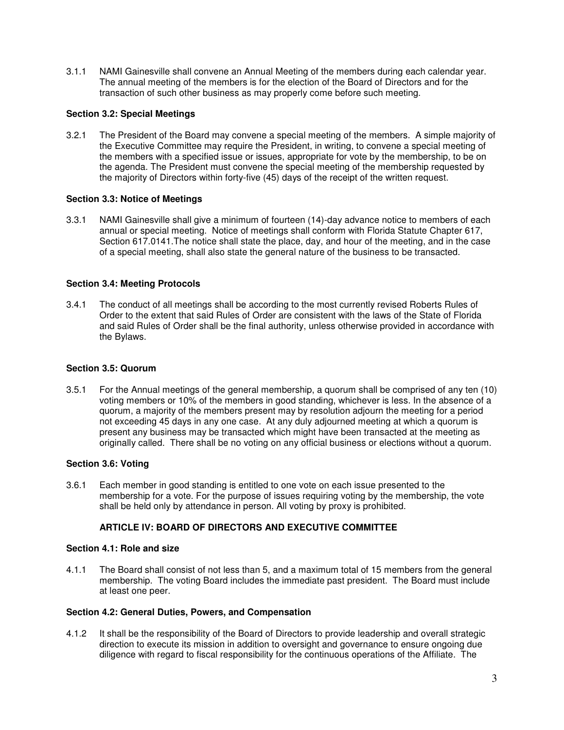3.1.1 NAMI Gainesville shall convene an Annual Meeting of the members during each calendar year. The annual meeting of the members is for the election of the Board of Directors and for the transaction of such other business as may properly come before such meeting.

**Section 3.2: Special Meetings**

3.2.1 The President of the Board may convene a special meeting of the members. A simple majority of the Executive Committee may require the President, in writing, to convene a special meeting of the members with a specified issue or issues, appropriate for vote by the membership, to be on the agenda. The President must convene the special meeting of the membership requested by the majority of Directors within forty-five (45) days of the receipt of the written request.

**Section 3.3: Notice of Meetings**

3.3.1 NAMI Gainesville shall give a minimum of fourteen (14)-day advance notice to members of each annual or special meeting. Notice of meetings shall conform with Florida Statute Chapter 617, Section 617.0141.The notice shall state the place, day, and hour of the meeting, and in the case of a special meeting, shall also state the general nature of the business to be transacted.

**Section 3.4: Meeting Protocols**

3.4.1 The conduct of all meetings shall be according to the most currently revised Roberts Rules of Order to the extent that said Rules of Order are consistent with the laws of the State of Florida and said Rules of Order shall be the final authority, unless otherwise provided in accordance with the Bylaws.

**Section 3.5: Quorum**

3.5.1 For the Annual meetings of the general membership, a quorum shall be comprised of any ten (10) voting members or 10% of the members in good standing, whichever is less. In the absence of a quorum, a majority of the members present may by resolution adjourn the meeting for a period not exceeding 45 days in any one case. At any duly adjourned meeting at which a quorum is present any business may be transacted which might have been transacted at the meeting as originally called. There shall be no voting on any official business or elections without a quorum.

**Section 3.6: Voting**

3.6.1 Each member in good standing is entitled to one vote on each issue presented to the membership for a vote. For the purpose of issues requiring voting by the membership, the vote shall be held only by attendance in person. All voting by proxy is prohibited.

## ARTICLE IV: BOARD OF DIRECTORS AND EXECUTIVE COMMITTEE

**Section 4.1: Role and size**

4.1.1 The Board shall consist of not less than 5, and a maximum total of 15 members from the general membership. The voting Board includes the immediate past president. The Board must include at least one peer.

**Section 4.2: General Duties, Powers, and Compensation**

4.1.2 It shall be the responsibility of the Board of Directors to provide leadership and overall strategic direction to execute its mission in addition to oversight and governance to ensure ongoing due diligence with regard to fiscal responsibility for the continuous operations of the Affiliate. The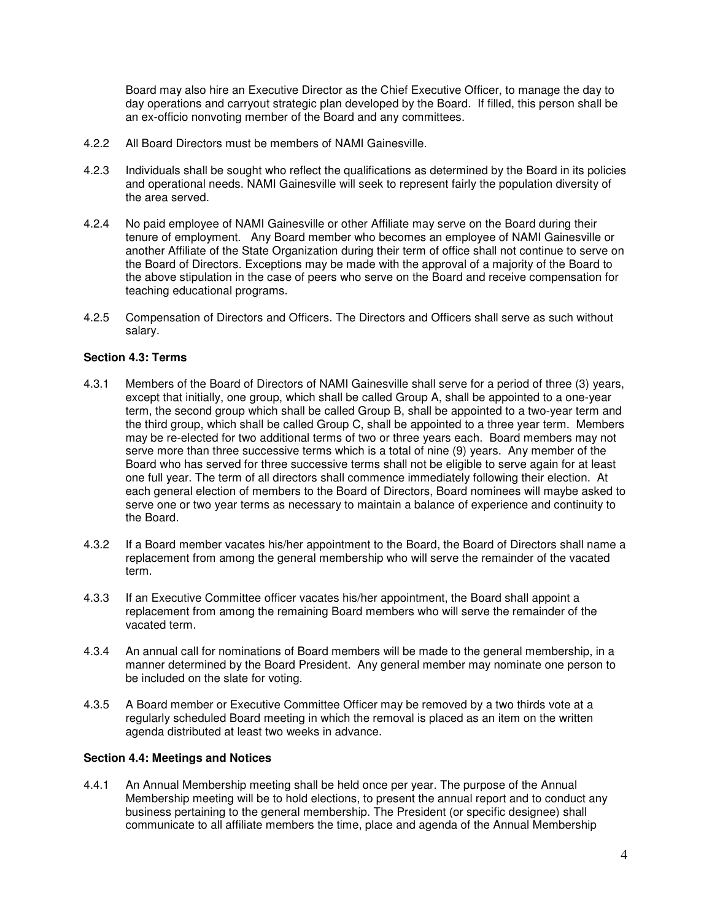Board may also hire an Executive Director as the Chief Executive Officer, to manage the day to day operations and carryout strategic plan developed by the Board. If filled, this person shall be an ex-officio nonvoting member of the Board and any committees.

4.2.2 All Board Directors must be members of NAMI Gainesville.

4.2.3 Individuals shall be sought who reflect the qualifications as determined by the Board in its policies and operational needs. NAMI Gainesville will seek to represent fairly the population diversity of the area served.

4.2.4 No paid employee of NAMI Gainesville or other Affiliate may serve on the Board during their tenure of employment. Any Board member who becomes an employee of NAMI Gainesville or another Affiliate of the State Organization during their term of office shall not continue to serve on the Board of Directors. Exceptions may be made with the approval of a majority of the Board to the above stipulation in the case of peers who serve on the Board and receive compensation for teaching educational programs.

4.2.5 Compensation of Directors and Officers. The Directors and Officers shall serve as such without salary.

**Section 4.3: Terms**

4.3.1 Members of the Board of Directors of NAMI Gainesville shall serve for a period of three (3) years, except that initially, one group, which shall be called Group A, shall be appointed to a one-year term, the second group which shall be called Group B, shall be appointed to a two-year term and the third group, which shall be called Group C, shall be appointed to a three year term. Members may be re-elected for two additional terms of two or three years each. Board members may not serve more than three successive terms which is a total of nine (9) years. Any member of the Board who has served for three successive terms shall not be eligible to serve again for at least one full year. The term of all directors shall commence immediately following their election. At each general election of members to the Board of Directors, Board nominees will maybe asked to serve one or two year terms as necessary to maintain a balance of experience and continuity to the Board.

4.3.2 If a Board member vacates his/her appointment to the Board, the Board of Directors shall name a replacement from among the general membership who will serve the remainder of the vacated term.

4.3.3 If an Executive Committee officer vacates his/her appointment, the Board shall appoint a replacement from among the remaining Board members who will serve the remainder of the vacated term.

4.3.4 An annual call for nominations of Board members will be made to the general membership, in a manner determined by the Board President. Any general member may nominate one person to be included on the slate for voting.

4.3.5 A Board member or Executive Committee Officer may be removed by a two thirds vote at a regularly scheduled Board meeting in which the removal is placed as an item on the written agenda distributed at least two weeks in advance.

**Section 4.4: Meetings and Notices**

4.4.1 An Annual Membership meeting shall be held once per year. The purpose of the Annual Membership meeting will be to hold elections, to present the annual report and to conduct any business pertaining to the general membership. The President (or specific designee) shall communicate to all affiliate members the time, place and agenda of the Annual Membership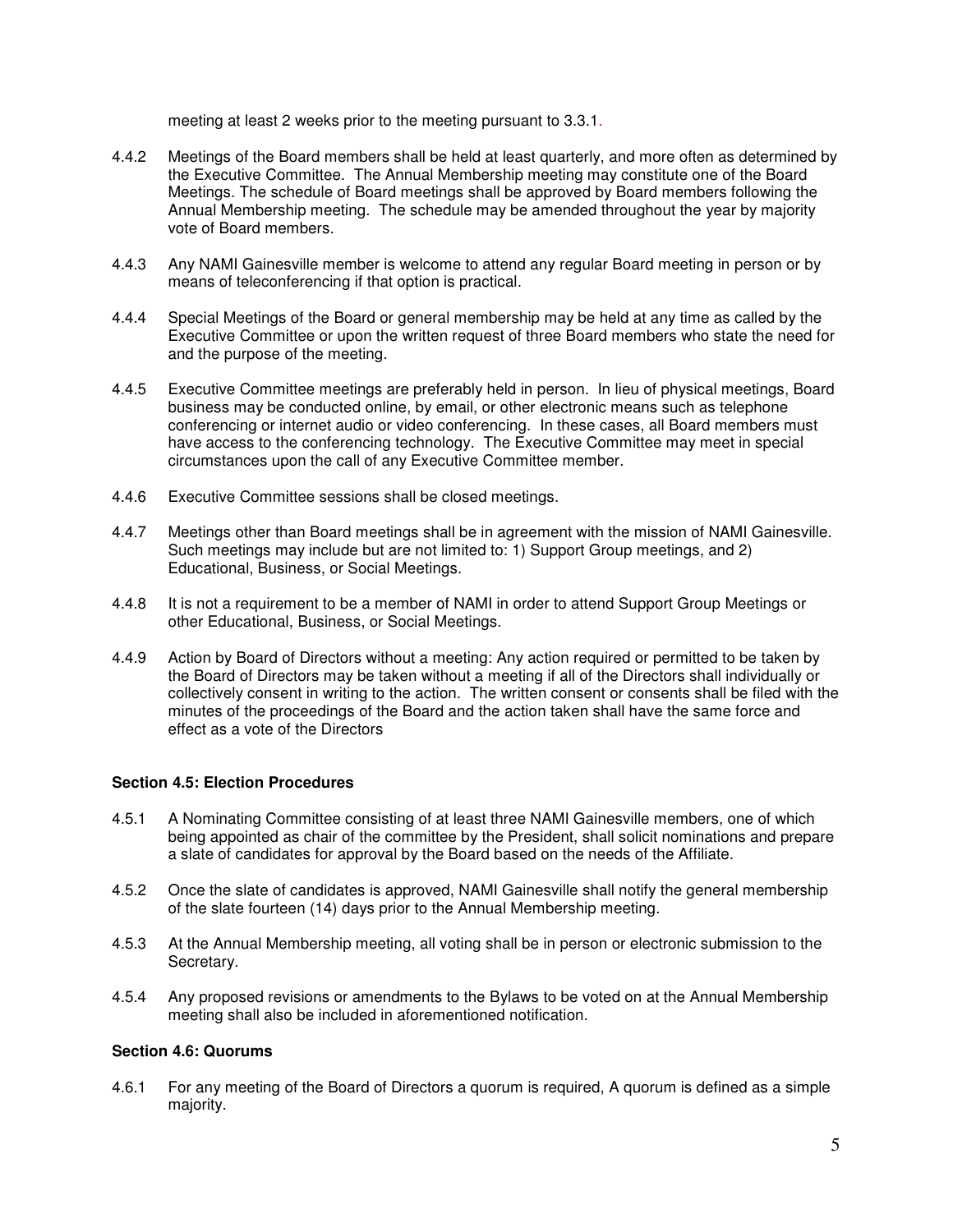meeting at least 2 weeks prior to the meeting pursuant to 3.3.1.

4.4.2 Meetings of the Board members shall be held at least quarterly, and more often as determined by the Executive Committee. The Annual Membership meeting may constitute one of the Board Meetings. The schedule of Board meetings shall be approved by Board members following the Annual Membership meeting. The schedule may be amended throughout the year by majority vote of Board members.

4.4.3 Any NAMI Gainesville member is welcome to attend any regular Board meeting in person or by means of teleconferencing if that option is practical.

4.4.4 Special Meetings of the Board or general membership may be held at any time as called by the Executive Committee or upon the written request of three Board members who state the need for and the purpose of the meeting.

4.4.5 Executive Committee meetings are preferably held in person. In lieu of physical meetings, Board business may be conducted online, by email, or other electronic means such as telephone conferencing or internet audio or video conferencing. In these cases, all Board members must have access to the conferencing technology. The Executive Committee may meet in special circumstances upon the call of any Executive Committee member.

4.4.6 Executive Committee sessions shall be closed meetings.

4.4.7 Meetings other than Board meetings shall be in agreement with the mission of NAMI Gainesville. Such meetings may include but are not limited to: 1) Support Group meetings, and 2) Educational, Business, or Social Meetings.

4.4.8 It is not a requirement to be a member of NAMI in order to attend Support Group Meetings or other Educational, Business, or Social Meetings.

4.4.9 Action by Board of Directors without a meeting: Any action required or permitted to be taken by the Board of Directors may be taken without a meeting if all of the Directors shall individually or collectively consent in writing to the action. The written consent or consents shall be filed with the minutes of the proceedings of the Board and the action taken shall have the same force and effect as a vote of the Directors

**Section 4.5: Election Procedures**

4.5.1 A Nominating Committee consisting of at least three NAMI Gainesville members, one of which being appointed as chair of the committee by the President, shall solicit nominations and prepare a slate of candidates for approval by the Board based on the needs of the Affiliate.

4.5.2 Once the slate of candidates is approved, NAMI Gainesville shall notify the general membership of the slate fourteen (14) days prior to the Annual Membership meeting.

4.5.3 At the Annual Membership meeting, all voting shall be in person or electronic submission to the Secretary.

4.5.4 Any proposed revisions or amendments to the Bylaws to be voted on at the Annual Membership meeting shall also be included in aforementioned notification.

**Section 4.6: Quorums**

4.6.1 For any meeting of the Board of Directors a quorum is required, A quorum is defined as a simple majority.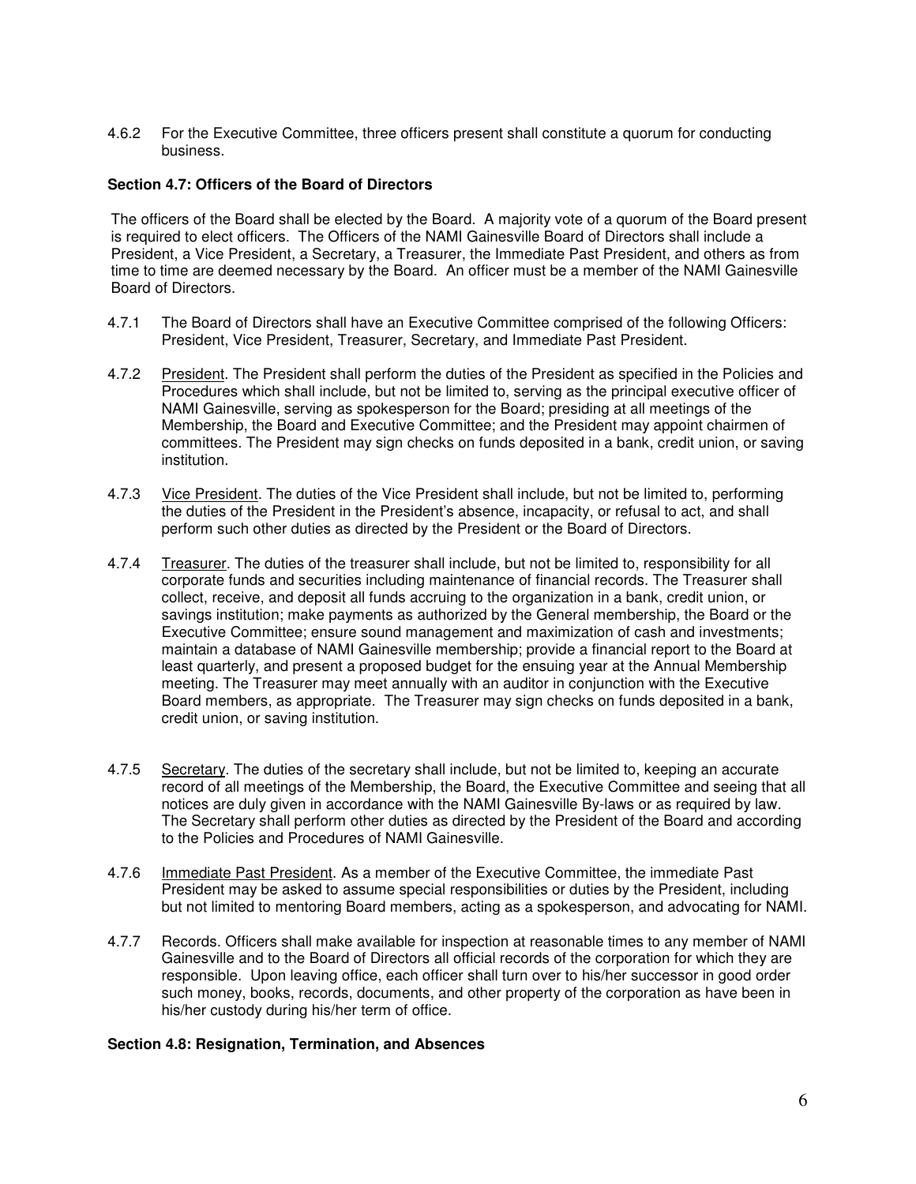4.6.2 For the Executive Committee, three officers present shall constitute a quorum for conducting business.

**Section 4.7: Officers of the Board of Directors**

The officers of the Board shall be elected by the Board. A majority vote of a quorum of the Board present is required to elect officers. The Officers of the NAMI Gainesville Board of Directors shall include a President, a Vice President, a Secretary, a Treasurer, the Immediate Past President, and others as from time to time are deemed necessary by the Board. An officer must be a member of the NAMI Gainesville Board of Directors.

4.7.1 The Board of Directors shall have an Executive Committee comprised of the following Officers: President, Vice President, Treasurer, Secretary, and Immediate Past President.

4.7.2 President. The President shall perform the duties of the President as specified in the Policies and Procedures which shall include, but not be limited to, serving as the principal executive officer of NAMI Gainesville, serving as spokesperson for the Board; presiding at all meetings of the Membership, the Board and Executive Committee; and the President may appoint chairmen of committees. The President may sign checks on funds deposited in a bank, credit union, or saving institution.

4.7.3 Vice President. The duties of the Vice President shall include, but not be limited to, performing the duties of the President in the President's absence, incapacity, or refusal to act, and shall perform such other duties as directed by the President or the Board of Directors.

4.7.4 Treasurer. The duties of the treasurer shall include, but not be limited to, responsibility for all corporate funds and securities including maintenance of financial records. The Treasurer shall collect, receive, and deposit all funds accruing to the organization in a bank, credit union, or savings institution; make payments as authorized by the General membership, the Board or the Executive Committee; ensure sound management and maximization of cash and investments; maintain a database of NAMI Gainesville membership; provide a financial report to the Board at least quarterly, and present a proposed budget for the ensuing year at the Annual Membership meeting. The Treasurer may meet annually with an auditor in conjunction with the Executive Board members, as appropriate. The Treasurer may sign checks on funds deposited in a bank, credit union, or saving institution.

4.7.5 Secretary. The duties of the secretary shall include, but not be limited to, keeping an accurate record of all meetings of the Membership, the Board, the Executive Committee and seeing that all notices are duly given in accordance with the NAMI Gainesville By-laws or as required by law. The Secretary shall perform other duties as directed by the President of the Board and according to the Policies and Procedures of NAMI Gainesville.

4.7.6 Immediate Past President. As a member of the Executive Committee, the immediate Past President may be asked to assume special responsibilities or duties by the President, including but not limited to mentoring Board members, acting as a spokesperson, and advocating for NAMI.

4.7.7 Records. Officers shall make available for inspection at reasonable times to any member of NAMI Gainesville and to the Board of Directors all official records of the corporation for which they are responsible. Upon leaving office, each officer shall turn over to his/her successor in good order such money, books, records, documents, and other property of the corporation as have been in his/her custody during his/her term of office.

**Section 4.8: Resignation, Termination, and Absences**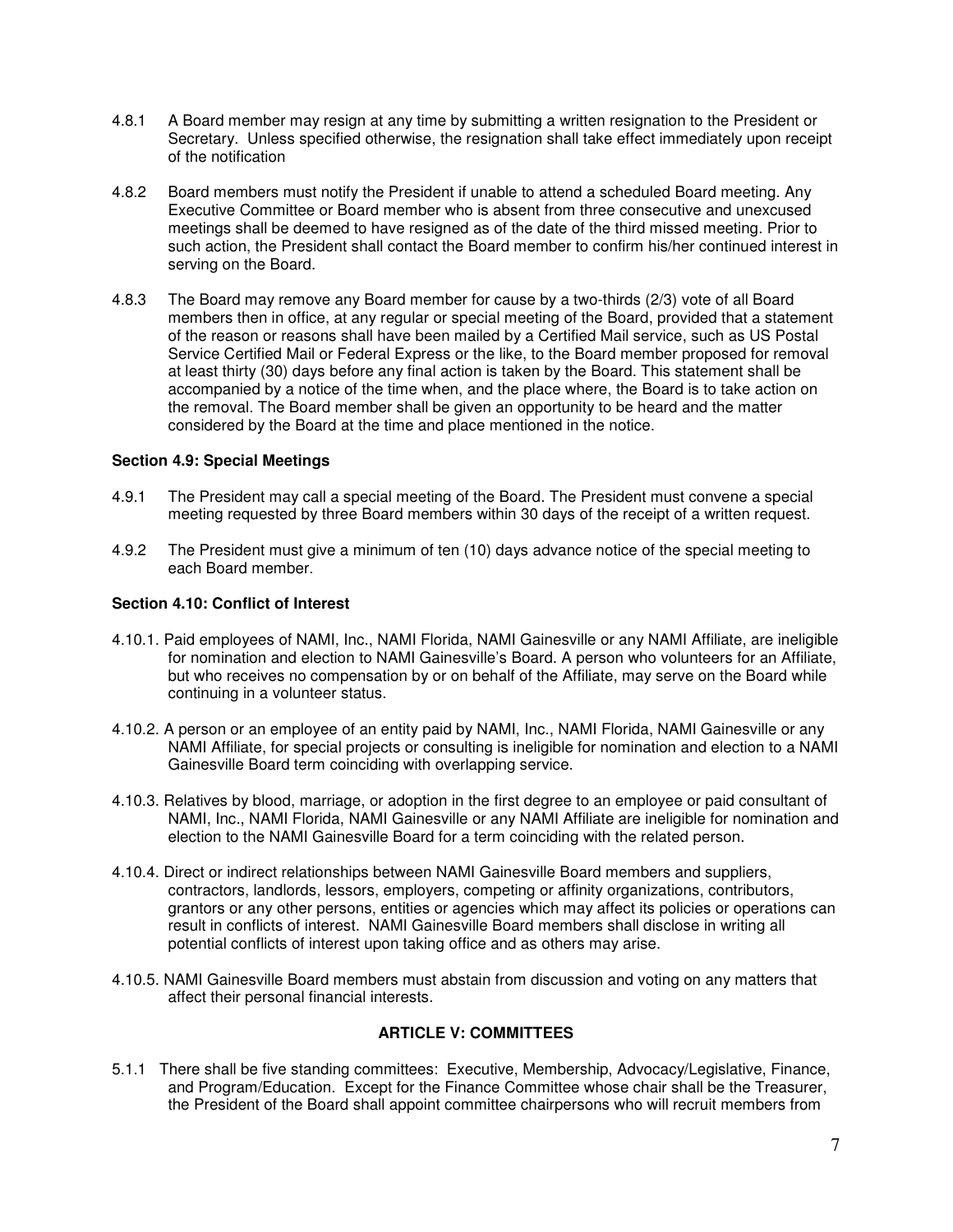4.8.1 A Board member may resign at any time by submitting a written resignation to the President or Secretary. Unless specified otherwise, the resignation shall take effect immediately upon receipt of the notification

4.8.2 Board members must notify the President if unable to attend a scheduled Board meeting. Any Executive Committee or Board member who is absent from three consecutive and unexcused meetings shall be deemed to have resigned as of the date of the third missed meeting. Prior to such action, the President shall contact the Board member to confirm his/her continued interest in serving on the Board.

4.8.3 The Board may remove any Board member for cause by a two-thirds (2/3) vote of all Board members then in office, at any regular or special meeting of the Board, provided that a statement of the reason or reasons shall have been mailed by a Certified Mail service, such as US Postal Service Certified Mail or Federal Express or the like, to the Board member proposed for removal at least thirty (30) days before any final action is taken by the Board. This statement shall be accompanied by a notice of the time when, and the place where, the Board is to take action on the removal. The Board member shall be given an opportunity to be heard and the matter considered by the Board at the time and place mentioned in the notice.

**Section 4.9: Special Meetings**

4.9.1 The President may call a special meeting of the Board. The President must convene a special meeting requested by three Board members within 30 days of the receipt of a written request.

4.9.2 The President must give a minimum of ten (10) days advance notice of the special meeting to each Board member.

**Section 4.10: Conflict of Interest**

4.10.1. Paid employees of NAMI, Inc., NAMI Florida, NAMI Gainesville or any NAMI Affiliate, are ineligible for nomination and election to NAMI Gainesville's Board. A person who volunteers for an Affiliate, but who receives no compensation by or on behalf of the Affiliate, may serve on the Board while continuing in a volunteer status.

4.10.2. A person or an employee of an entity paid by NAMI, Inc., NAMI Florida, NAMI Gainesville or any NAMI Affiliate, for special projects or consulting is ineligible for nomination and election to a NAMI Gainesville Board term coinciding with overlapping service.

4.10.3. Relatives by blood, marriage, or adoption in the first degree to an employee or paid consultant of NAMI, Inc., NAMI Florida, NAMI Gainesville or any NAMI Affiliate are ineligible for nomination and election to the NAMI Gainesville Board for a term coinciding with the related person.

4.10.4. Direct or indirect relationships between NAMI Gainesville Board members and suppliers, contractors, landlords, lessors, employers, competing or affinity organizations, contributors, grantors or any other persons, entities or agencies which may affect its policies or operations can result in conflicts of interest. NAMI Gainesville Board members shall disclose in writing all potential conflicts of interest upon taking office and as others may arise.

4.10.5. NAMI Gainesville Board members must abstain from discussion and voting on any matters that affect their personal financial interests.

## ARTICLE V: COMMITTEES

5.1.1 There shall be five standing committees: Executive, Membership, Advocacy/Legislative, Finance, and Program/Education. Except for the Finance Committee whose chair shall be the Treasurer, the President of the Board shall appoint committee chairpersons who will recruit members from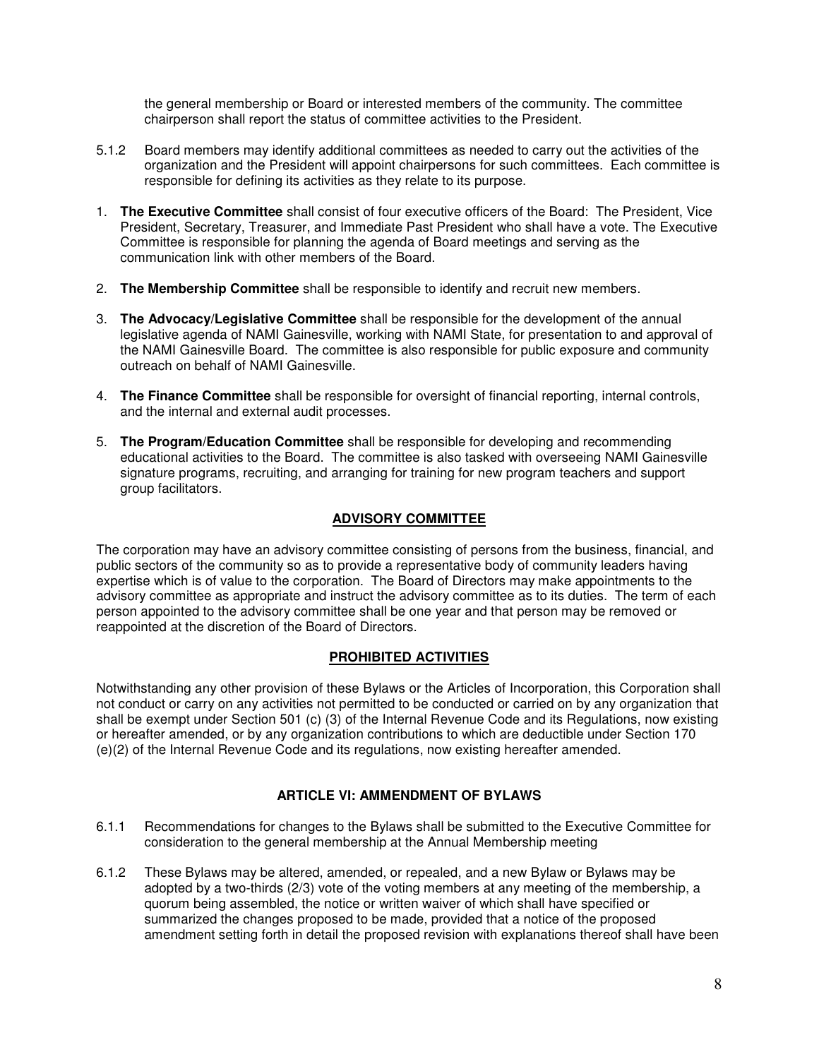the general membership or Board or interested members of the community. The committee chairperson shall report the status of committee activities to the President.

5.1.2 Board members may identify additional committees as needed to carry out the activities of the organization and the President will appoint chairpersons for such committees. Each committee is responsible for defining its activities as they relate to its purpose.

1. **The Executive Committee** shall consist of four executive officers of the Board: The President, Vice President, Secretary, Treasurer, and Immediate Past President who shall have a vote. The Executive Committee is responsible for planning the agenda of Board meetings and serving as the communication link with other members of the Board.
2. **The Membership Committee** shall be responsible to identify and recruit new members.
3. **The Advocacy/Legislative Committee** shall be responsible for the development of the annual legislative agenda of NAMI Gainesville, working with NAMI State, for presentation to and approval of the NAMI Gainesville Board. The committee is also responsible for public exposure and community outreach on behalf of NAMI Gainesville.
4. **The Finance Committee** shall be responsible for oversight of financial reporting, internal controls, and the internal and external audit processes.
5. **The Program/Education Committee** shall be responsible for developing and recommending educational activities to the Board. The committee is also tasked with overseeing NAMI Gainesville signature programs, recruiting, and arranging for training for new program teachers and support group facilitators.

## ADVISORY COMMITTEE

The corporation may have an advisory committee consisting of persons from the business, financial, and public sectors of the community so as to provide a representative body of community leaders having expertise which is of value to the corporation. The Board of Directors may make appointments to the advisory committee as appropriate and instruct the advisory committee as to its duties. The term of each person appointed to the advisory committee shall be one year and that person may be removed or reappointed at the discretion of the Board of Directors.

## PROHIBITED ACTIVITIES

Notwithstanding any other provision of these Bylaws or the Articles of Incorporation, this Corporation shall not conduct or carry on any activities not permitted to be conducted or carried on by any organization that shall be exempt under Section 501 (c) (3) of the Internal Revenue Code and its Regulations, now existing or hereafter amended, or by any organization contributions to which are deductible under Section 170 (e)(2) of the Internal Revenue Code and its regulations, now existing hereafter amended.

## ARTICLE VI: AMMENDMENT OF BYLAWS

6.1.1 Recommendations for changes to the Bylaws shall be submitted to the Executive Committee for consideration to the general membership at the Annual Membership meeting

6.1.2 These Bylaws may be altered, amended, or repealed, and a new Bylaw or Bylaws may be adopted by a two-thirds (2/3) vote of the voting members at any meeting of the membership, a quorum being assembled, the notice or written waiver of which shall have specified or summarized the changes proposed to be made, provided that a notice of the proposed amendment setting forth in detail the proposed revision with explanations thereof shall have been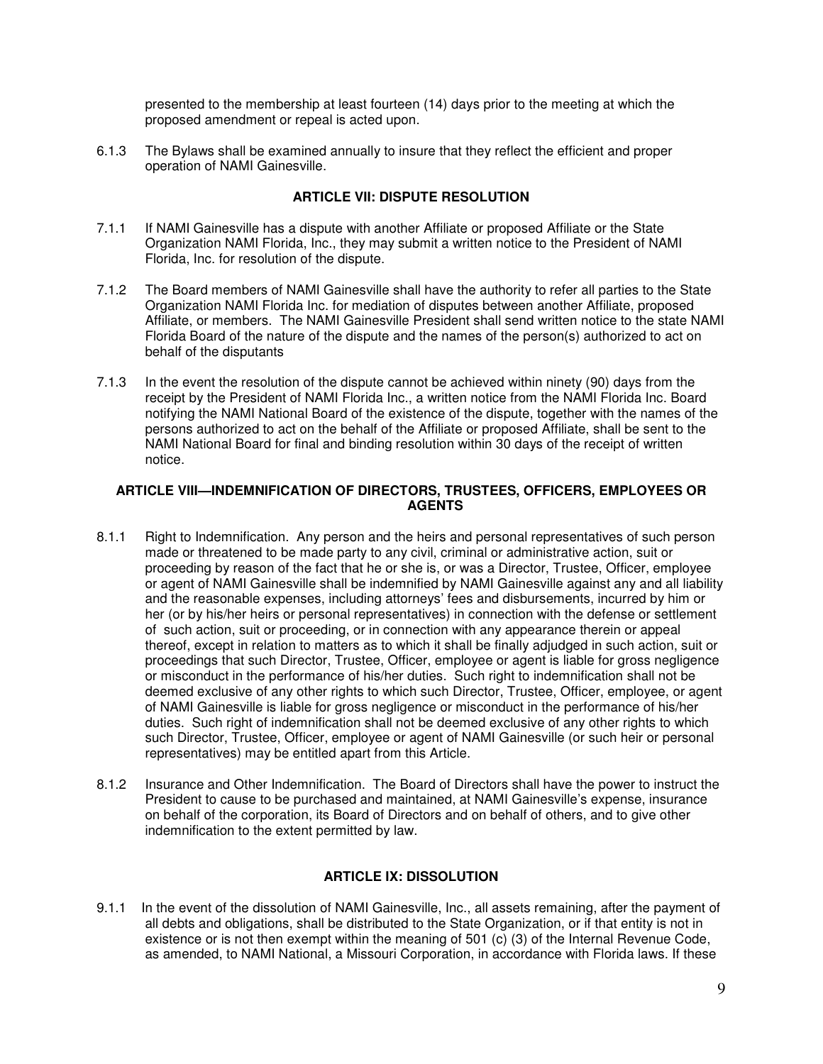presented to the membership at least fourteen (14) days prior to the meeting at which the proposed amendment or repeal is acted upon.

6.1.3 The Bylaws shall be examined annually to insure that they reflect the efficient and proper operation of NAMI Gainesville.

## ARTICLE VII: DISPUTE RESOLUTION

7.1.1 If NAMI Gainesville has a dispute with another Affiliate or proposed Affiliate or the State Organization NAMI Florida, Inc., they may submit a written notice to the President of NAMI Florida, Inc. for resolution of the dispute.

7.1.2 The Board members of NAMI Gainesville shall have the authority to refer all parties to the State Organization NAMI Florida Inc. for mediation of disputes between another Affiliate, proposed Affiliate, or members. The NAMI Gainesville President shall send written notice to the state NAMI Florida Board of the nature of the dispute and the names of the person(s) authorized to act on behalf of the disputants

7.1.3 In the event the resolution of the dispute cannot be achieved within ninety (90) days from the receipt by the President of NAMI Florida Inc., a written notice from the NAMI Florida Inc. Board notifying the NAMI National Board of the existence of the dispute, together with the names of the persons authorized to act on the behalf of the Affiliate or proposed Affiliate, shall be sent to the NAMI National Board for final and binding resolution within 30 days of the receipt of written notice.

## ARTICLE VIII—INDEMNIFICATION OF DIRECTORS, TRUSTEES, OFFICERS, EMPLOYEES OR AGENTS

8.1.1 Right to Indemnification. Any person and the heirs and personal representatives of such person made or threatened to be made party to any civil, criminal or administrative action, suit or proceeding by reason of the fact that he or she is, or was a Director, Trustee, Officer, employee or agent of NAMI Gainesville shall be indemnified by NAMI Gainesville against any and all liability and the reasonable expenses, including attorneys' fees and disbursements, incurred by him or her (or by his/her heirs or personal representatives) in connection with the defense or settlement of such action, suit or proceeding, or in connection with any appearance therein or appeal thereof, except in relation to matters as to which it shall be finally adjudged in such action, suit or proceedings that such Director, Trustee, Officer, employee or agent is liable for gross negligence or misconduct in the performance of his/her duties. Such right to indemnification shall not be deemed exclusive of any other rights to which such Director, Trustee, Officer, employee, or agent of NAMI Gainesville is liable for gross negligence or misconduct in the performance of his/her duties. Such right of indemnification shall not be deemed exclusive of any other rights to which such Director, Trustee, Officer, employee or agent of NAMI Gainesville (or such heir or personal representatives) may be entitled apart from this Article.

8.1.2 Insurance and Other Indemnification. The Board of Directors shall have the power to instruct the President to cause to be purchased and maintained, at NAMI Gainesville's expense, insurance on behalf of the corporation, its Board of Directors and on behalf of others, and to give other indemnification to the extent permitted by law.

## ARTICLE IX: DISSOLUTION

9.1.1 In the event of the dissolution of NAMI Gainesville, Inc., all assets remaining, after the payment of all debts and obligations, shall be distributed to the State Organization, or if that entity is not in existence or is not then exempt within the meaning of 501 (c) (3) of the Internal Revenue Code, as amended, to NAMI National, a Missouri Corporation, in accordance with Florida laws. If these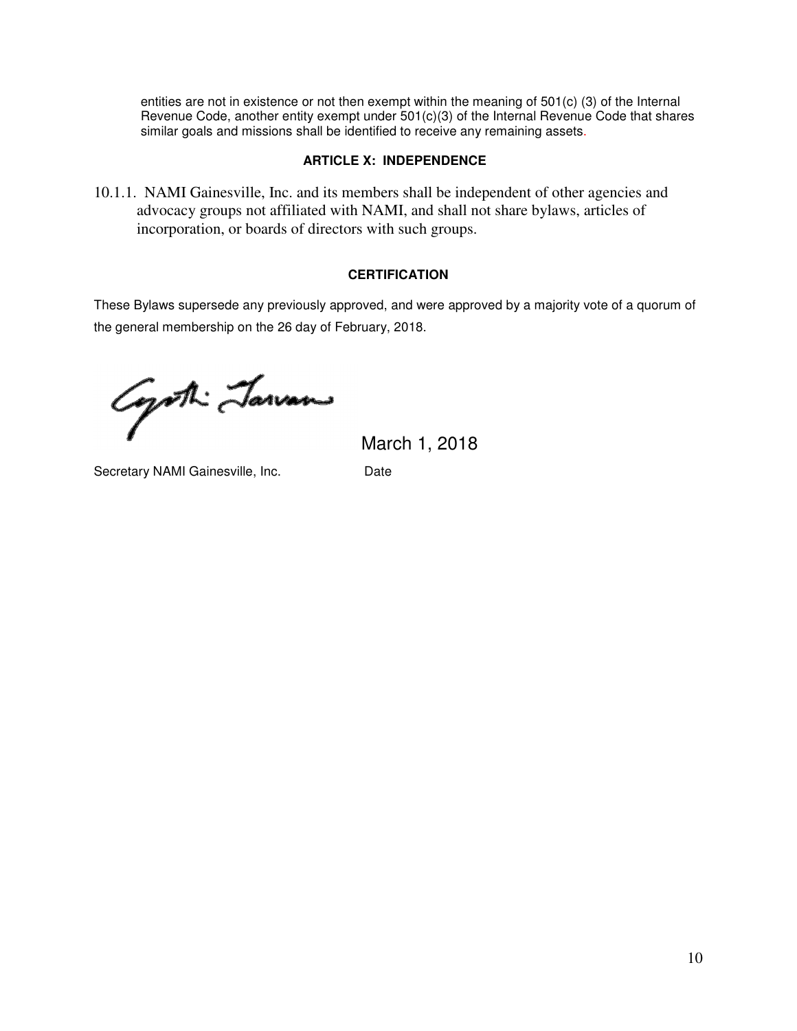entities are not in existence or not then exempt within the meaning of 501(c) (3) of the Internal Revenue Code, another entity exempt under 501(c)(3) of the Internal Revenue Code that shares similar goals and missions shall be identified to receive any remaining assets.

### ARTICLE X: INDEPENDENCE

10.1.1. NAMI Gainesville, Inc. and its members shall be independent of other agencies and advocacy groups not affiliated with NAMI, and shall not share bylaws, articles of incorporation, or boards of directors with such groups.

### CERTIFICATION

These Bylaws supersede any previously approved, and were approved by a majority vote of a quorum of the general membership on the 26 day of February, 2018.

Gyothi Tarvan

March 1, 2018

Secretary NAMI Gainesville, Inc. Date